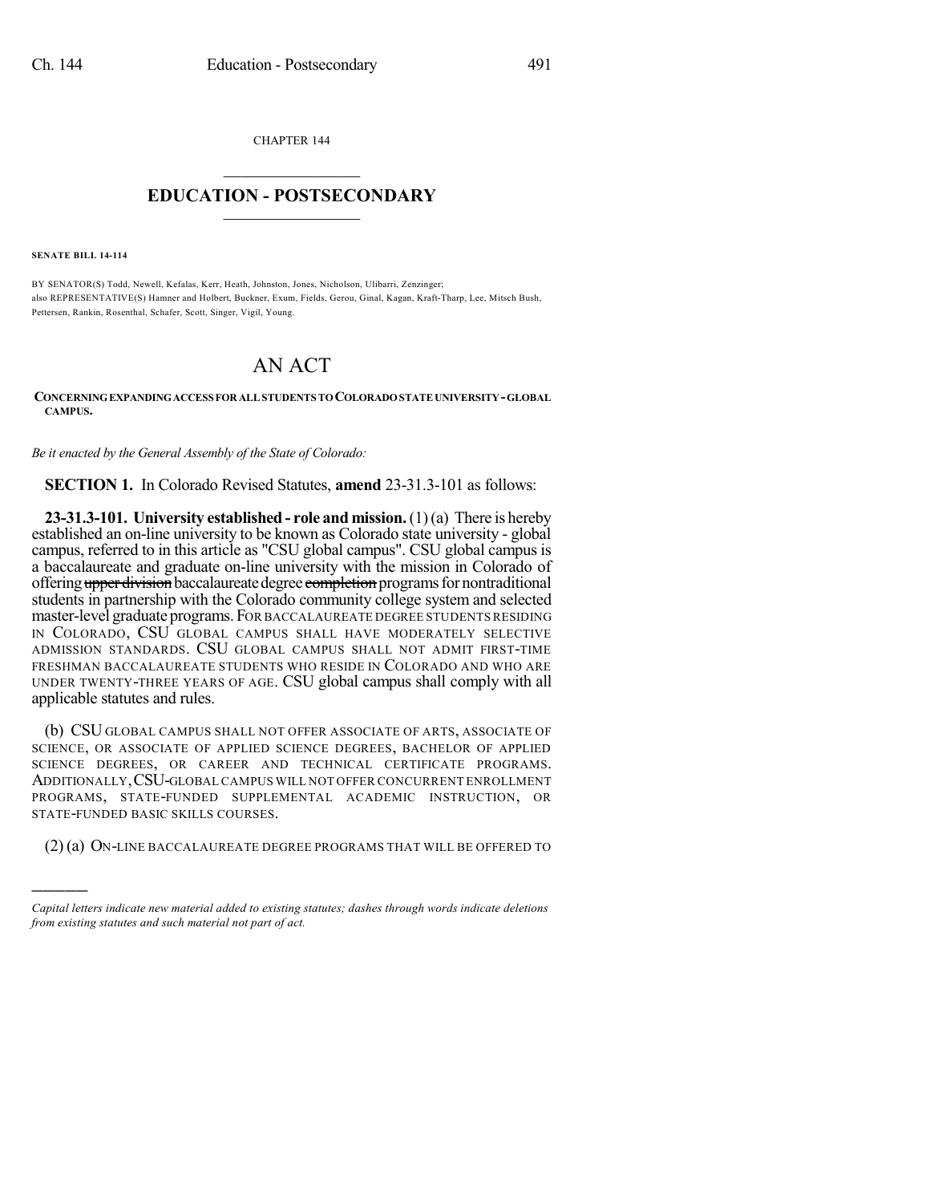CHAPTER 144

# EDUCATION - POSTSECONDARY

**SENATE BILL 14-114**

BY SENATOR(S) Todd, Newell, Kefalas, Kerr, Heath, Johnston, Jones, Nicholson, Ulibarri, Zenzinger;
also REPRESENTATIVE(S) Hamner and Holbert, Buckner, Exum, Fields, Gerou, Ginal, Kagan, Kraft-Tharp, Lee, Mitsch Bush, Pettersen, Rankin, Rosenthal, Schafer, Scott, Singer, Vigil, Young.

# AN ACT

**CONCERNING EXPANDING ACCESS FOR ALL STUDENTS TO COLORADO STATE UNIVERSITY - GLOBAL CAMPUS.**

*Be it enacted by the General Assembly of the State of Colorado:*

**SECTION 1.** In Colorado Revised Statutes, **amend** 23-31.3-101 as follows:

**23-31.3-101. University established - role and mission.** (1) (a) There is hereby established an on-line university to be known as Colorado state university - global campus, referred to in this article as "CSU global campus". CSU global campus is a baccalaureate and graduate on-line university with the mission in Colorado of offering ~~upper division~~ baccalaureate degree ~~completion~~ programs for nontraditional students in partnership with the Colorado community college system and selected master-level graduate programs. FOR BACCALAUREATE DEGREE STUDENTS RESIDING IN COLORADO, CSU GLOBAL CAMPUS SHALL HAVE MODERATELY SELECTIVE ADMISSION STANDARDS. CSU GLOBAL CAMPUS SHALL NOT ADMIT FIRST-TIME FRESHMAN BACCALAUREATE STUDENTS WHO RESIDE IN COLORADO AND WHO ARE UNDER TWENTY-THREE YEARS OF AGE. CSU global campus shall comply with all applicable statutes and rules.

(b) CSU GLOBAL CAMPUS SHALL NOT OFFER ASSOCIATE OF ARTS, ASSOCIATE OF SCIENCE, OR ASSOCIATE OF APPLIED SCIENCE DEGREES, BACHELOR OF APPLIED SCIENCE DEGREES, OR CAREER AND TECHNICAL CERTIFICATE PROGRAMS. ADDITIONALLY, CSU-GLOBAL CAMPUS WILL NOT OFFER CONCURRENT ENROLLMENT PROGRAMS, STATE-FUNDED SUPPLEMENTAL ACADEMIC INSTRUCTION, OR STATE-FUNDED BASIC SKILLS COURSES.

(2) (a) ON-LINE BACCALAUREATE DEGREE PROGRAMS THAT WILL BE OFFERED TO

---

*Capital letters indicate new material added to existing statutes; dashes through words indicate deletions from existing statutes and such material not part of act.*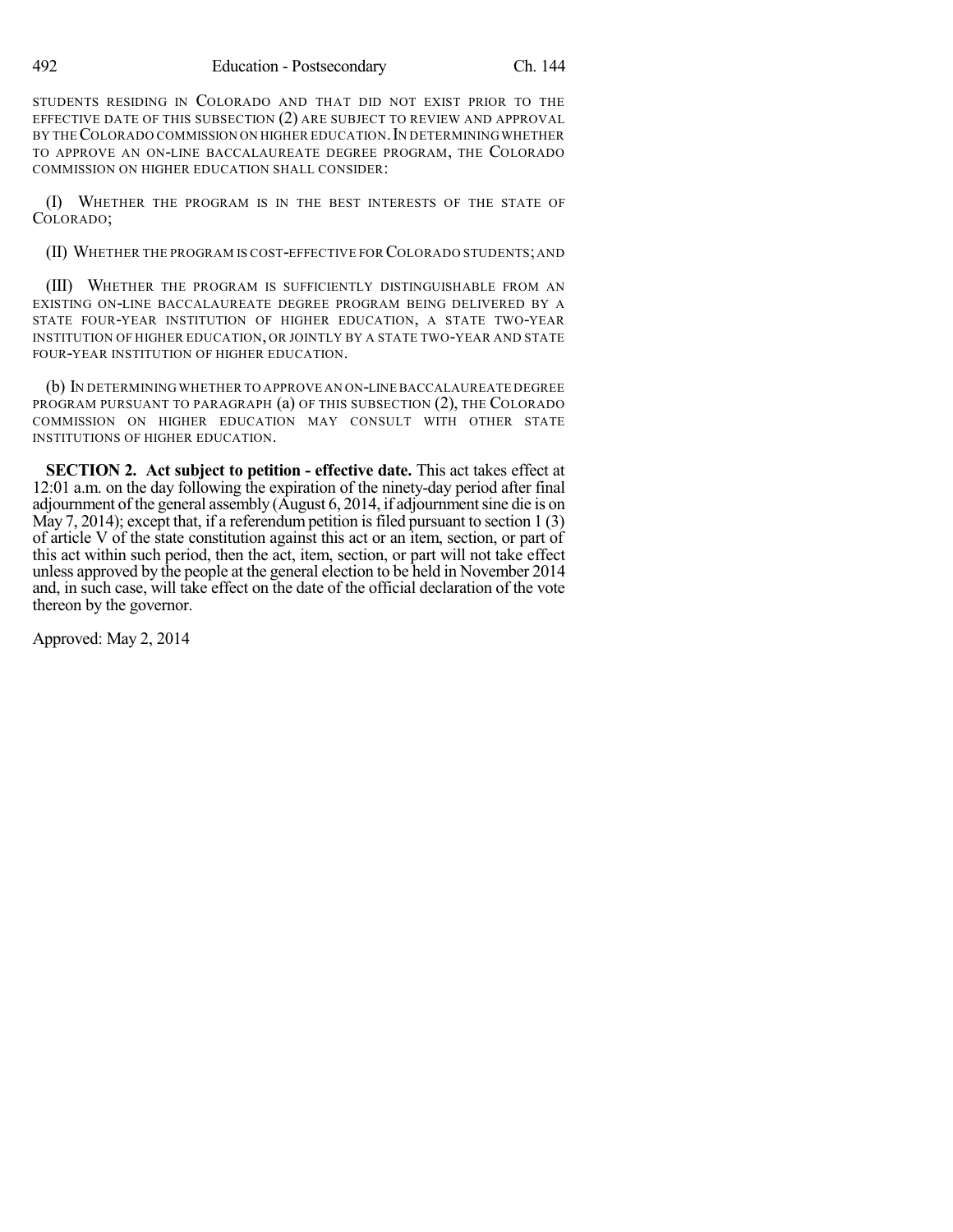STUDENTS RESIDING IN COLORADO AND THAT DID NOT EXIST PRIOR TO THE EFFECTIVE DATE OF THIS SUBSECTION (2) ARE SUBJECT TO REVIEW AND APPROVAL BY THE COLORADO COMMISSION ON HIGHER EDUCATION. IN DETERMINING WHETHER TO APPROVE AN ON-LINE BACCALAUREATE DEGREE PROGRAM, THE COLORADO COMMISSION ON HIGHER EDUCATION SHALL CONSIDER:

(I) WHETHER THE PROGRAM IS IN THE BEST INTERESTS OF THE STATE OF COLORADO;

(II) WHETHER THE PROGRAM IS COST-EFFECTIVE FOR COLORADO STUDENTS; AND

(III) WHETHER THE PROGRAM IS SUFFICIENTLY DISTINGUISHABLE FROM AN EXISTING ON-LINE BACCALAUREATE DEGREE PROGRAM BEING DELIVERED BY A STATE FOUR-YEAR INSTITUTION OF HIGHER EDUCATION, A STATE TWO-YEAR INSTITUTION OF HIGHER EDUCATION, OR JOINTLY BY A STATE TWO-YEAR AND STATE FOUR-YEAR INSTITUTION OF HIGHER EDUCATION.

(b) IN DETERMINING WHETHER TO APPROVE AN ON-LINE BACCALAUREATE DEGREE PROGRAM PURSUANT TO PARAGRAPH (a) OF THIS SUBSECTION (2), THE COLORADO COMMISSION ON HIGHER EDUCATION MAY CONSULT WITH OTHER STATE INSTITUTIONS OF HIGHER EDUCATION.

**SECTION 2. Act subject to petition - effective date.** This act takes effect at 12:01 a.m. on the day following the expiration of the ninety-day period after final adjournment of the general assembly (August 6, 2014, if adjournment sine die is on May 7, 2014); except that, if a referendum petition is filed pursuant to section 1 (3) of article V of the state constitution against this act or an item, section, or part of this act within such period, then the act, item, section, or part will not take effect unless approved by the people at the general election to be held in November 2014 and, in such case, will take effect on the date of the official declaration of the vote thereon by the governor.

Approved: May 2, 2014